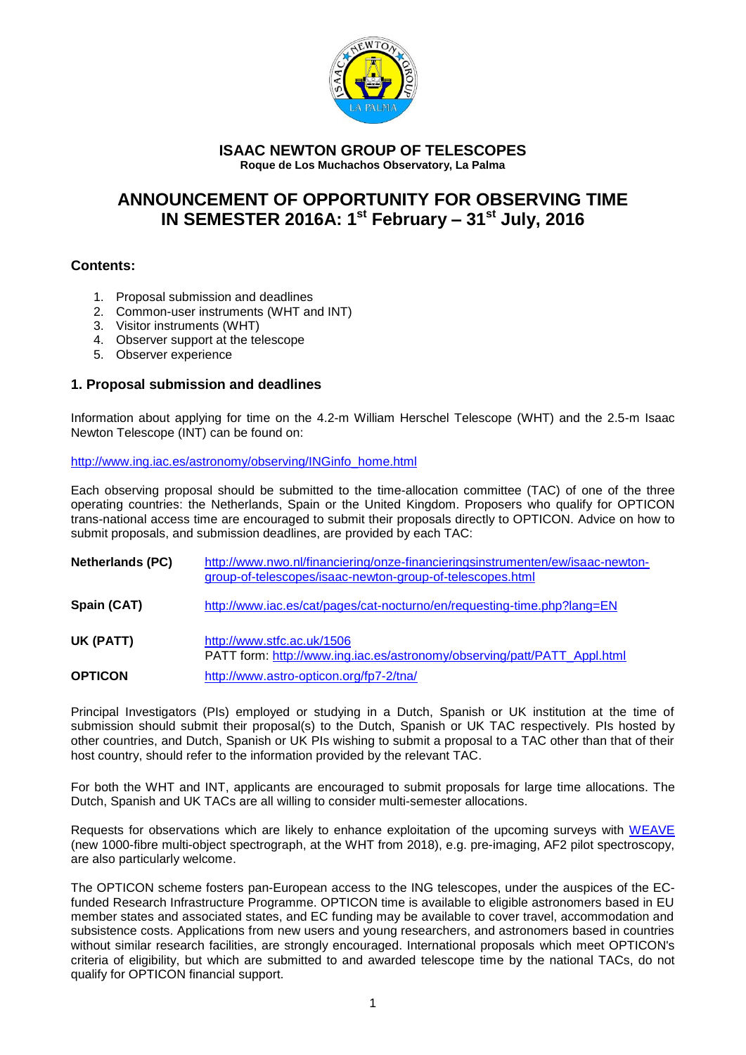**ISAAC NEWTON GROUP OF TELESCOPES**
**Roque de Los Muchachos Observatory, La Palma**

# ANNOUNCEMENT OF OPPORTUNITY FOR OBSERVING TIME IN SEMESTER 2016A: 1st February – 31st July, 2016

### Contents:

1. Proposal submission and deadlines
2. Common-user instruments (WHT and INT)
3. Visitor instruments (WHT)
4. Observer support at the telescope
5. Observer experience

## 1. Proposal submission and deadlines

Information about applying for time on the 4.2-m William Herschel Telescope (WHT) and the 2.5-m Isaac Newton Telescope (INT) can be found on:

http://www.ing.iac.es/astronomy/observing/INGinfo_home.html

Each observing proposal should be submitted to the time-allocation committee (TAC) of one of the three operating countries: the Netherlands, Spain or the United Kingdom. Proposers who qualify for OPTICON trans-national access time are encouraged to submit their proposals directly to OPTICON. Advice on how to submit proposals, and submission deadlines, are provided by each TAC:

| | |
|---|---|
| **Netherlands (PC)** | http://www.nwo.nl/financiering/onze-financieringsinstrumenten/ew/isaac-newton-group-of-telescopes/isaac-newton-group-of-telescopes.html |
| **Spain (CAT)** | http://www.iac.es/cat/pages/cat-nocturno/en/requesting-time.php?lang=EN |
| **UK (PATT)** | http://www.stfc.ac.uk/1506<br>PATT form: http://www.ing.iac.es/astronomy/observing/patt/PATT_Appl.html |
| **OPTICON** | http://www.astro-opticon.org/fp7-2/tna/ |

Principal Investigators (PIs) employed or studying in a Dutch, Spanish or UK institution at the time of submission should submit their proposal(s) to the Dutch, Spanish or UK TAC respectively. PIs hosted by other countries, and Dutch, Spanish or UK PIs wishing to submit a proposal to a TAC other than that of their host country, should refer to the information provided by the relevant TAC.

For both the WHT and INT, applicants are encouraged to submit proposals for large time allocations. The Dutch, Spanish and UK TACs are all willing to consider multi-semester allocations.

Requests for observations which are likely to enhance exploitation of the upcoming surveys with WEAVE (new 1000-fibre multi-object spectrograph, at the WHT from 2018), e.g. pre-imaging, AF2 pilot spectroscopy, are also particularly welcome.

The OPTICON scheme fosters pan-European access to the ING telescopes, under the auspices of the EC-funded Research Infrastructure Programme. OPTICON time is available to eligible astronomers based in EU member states and associated states, and EC funding may be available to cover travel, accommodation and subsistence costs. Applications from new users and young researchers, and astronomers based in countries without similar research facilities, are strongly encouraged. International proposals which meet OPTICON's criteria of eligibility, but which are submitted to and awarded telescope time by the national TACs, do not qualify for OPTICON financial support.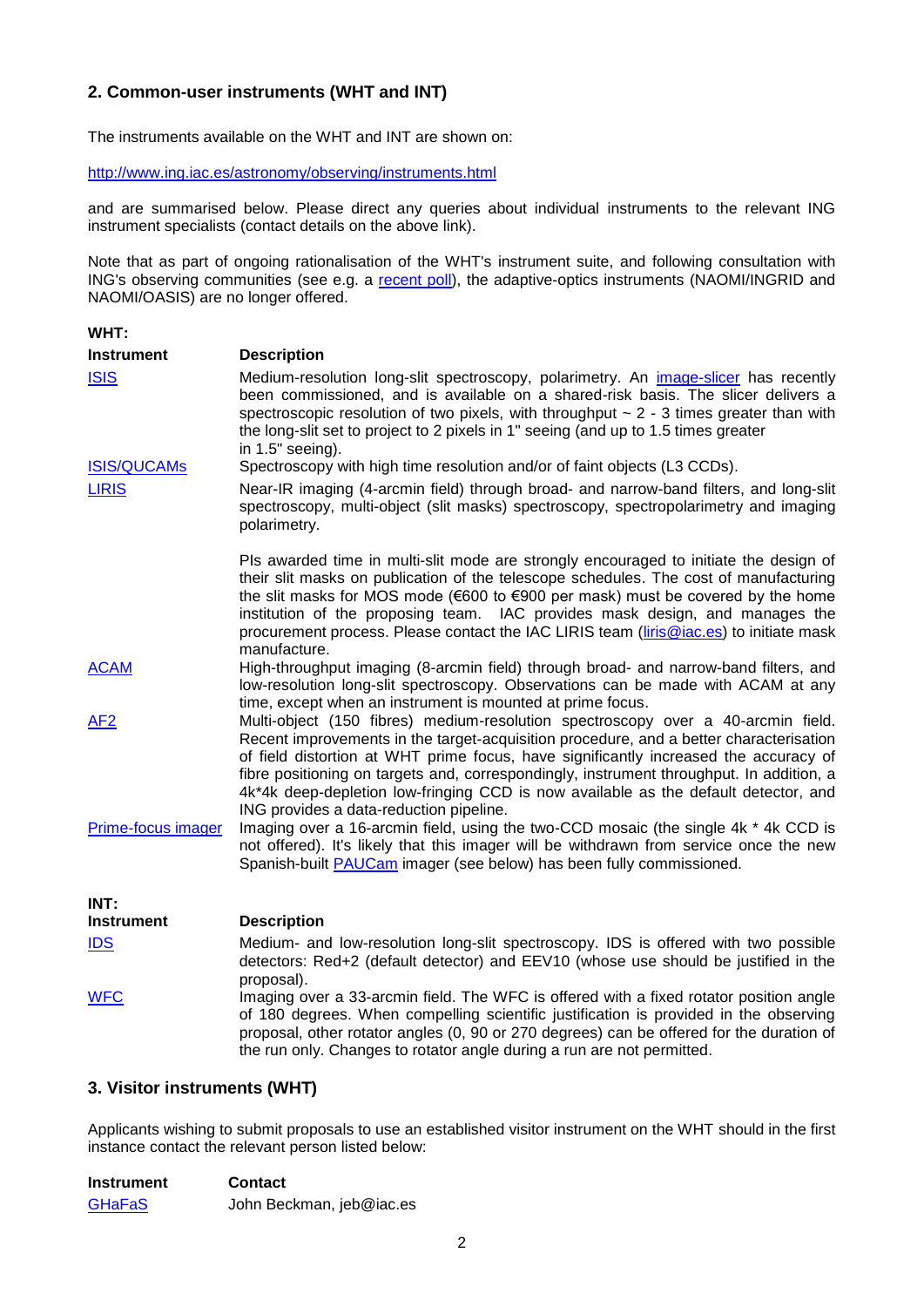## 2. Common-user instruments (WHT and INT)

The instruments available on the WHT and INT are shown on:

http://www.ing.iac.es/astronomy/observing/instruments.html

and are summarised below. Please direct any queries about individual instruments to the relevant ING instrument specialists (contact details on the above link).

Note that as part of ongoing rationalisation of the WHT's instrument suite, and following consultation with ING's observing communities (see e.g. a recent poll), the adaptive-optics instruments (NAOMI/INGRID and NAOMI/OASIS) are no longer offered.

**WHT:**

| Instrument | Description |
|---|---|
| ISIS | Medium-resolution long-slit spectroscopy, polarimetry. An image-slicer has recently been commissioned, and is available on a shared-risk basis. The slicer delivers a spectroscopic resolution of two pixels, with throughput ~ 2 - 3 times greater than with the long-slit set to project to 2 pixels in 1" seeing (and up to 1.5 times greater in 1.5" seeing). |
| ISIS/QUCAMs | Spectroscopy with high time resolution and/or of faint objects (L3 CCDs). |
| LIRIS | Near-IR imaging (4-arcmin field) through broad- and narrow-band filters, and long-slit spectroscopy, multi-object (slit masks) spectroscopy, spectropolarimetry and imaging polarimetry.<br><br>PIs awarded time in multi-slit mode are strongly encouraged to initiate the design of their slit masks on publication of the telescope schedules. The cost of manufacturing the slit masks for MOS mode (€600 to €900 per mask) must be covered by the home institution of the proposing team. IAC provides mask design, and manages the procurement process. Please contact the IAC LIRIS team (liris@iac.es) to initiate mask manufacture. |
| ACAM | High-throughput imaging (8-arcmin field) through broad- and narrow-band filters, and low-resolution long-slit spectroscopy. Observations can be made with ACAM at any time, except when an instrument is mounted at prime focus. |
| AF2 | Multi-object (150 fibres) medium-resolution spectroscopy over a 40-arcmin field. Recent improvements in the target-acquisition procedure, and a better characterisation of field distortion at WHT prime focus, have significantly increased the accuracy of fibre positioning on targets and, correspondingly, instrument throughput. In addition, a 4k*4k deep-depletion low-fringing CCD is now available as the default detector, and ING provides a data-reduction pipeline. |
| Prime-focus imager | Imaging over a 16-arcmin field, using the two-CCD mosaic (the single 4k * 4k CCD is not offered). It's likely that this imager will be withdrawn from service once the new Spanish-built PAUCam imager (see below) has been fully commissioned. |

**INT:**

| Instrument | Description |
|---|---|
| IDS | Medium- and low-resolution long-slit spectroscopy. IDS is offered with two possible detectors: Red+2 (default detector) and EEV10 (whose use should be justified in the proposal). |
| WFC | Imaging over a 33-arcmin field. The WFC is offered with a fixed rotator position angle of 180 degrees. When compelling scientific justification is provided in the observing proposal, other rotator angles (0, 90 or 270 degrees) can be offered for the duration of the run only. Changes to rotator angle during a run are not permitted. |

## 3. Visitor instruments (WHT)

Applicants wishing to submit proposals to use an established visitor instrument on the WHT should in the first instance contact the relevant person listed below:

| Instrument | Contact |
|---|---|
| GHaFaS | John Beckman, jeb@iac.es |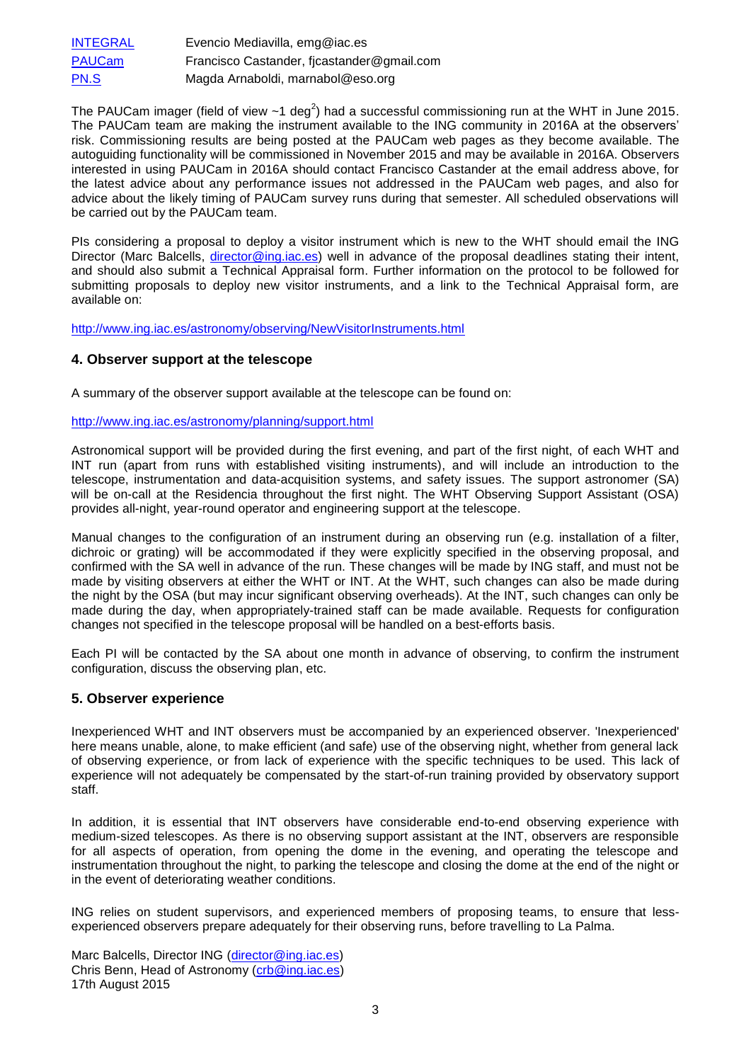| | |
|---|---|
| INTEGRAL | Evencio Mediavilla, emg@iac.es |
| PAUCam | Francisco Castander, fjcastander@gmail.com |
| PN.S | Magda Arnaboldi, marnabol@eso.org |

The PAUCam imager (field of view ~1 deg$^2$) had a successful commissioning run at the WHT in June 2015. The PAUCam team are making the instrument available to the ING community in 2016A at the observers' risk. Commissioning results are being posted at the PAUCam web pages as they become available. The autoguiding functionality will be commissioned in November 2015 and may be available in 2016A. Observers interested in using PAUCam in 2016A should contact Francisco Castander at the email address above, for the latest advice about any performance issues not addressed in the PAUCam web pages, and also for advice about the likely timing of PAUCam survey runs during that semester. All scheduled observations will be carried out by the PAUCam team.

PIs considering a proposal to deploy a visitor instrument which is new to the WHT should email the ING Director (Marc Balcells, director@ing.iac.es) well in advance of the proposal deadlines stating their intent, and should also submit a Technical Appraisal form. Further information on the protocol to be followed for submitting proposals to deploy new visitor instruments, and a link to the Technical Appraisal form, are available on:

http://www.ing.iac.es/astronomy/observing/NewVisitorInstruments.html

## 4. Observer support at the telescope

A summary of the observer support available at the telescope can be found on:

http://www.ing.iac.es/astronomy/planning/support.html

Astronomical support will be provided during the first evening, and part of the first night, of each WHT and INT run (apart from runs with established visiting instruments), and will include an introduction to the telescope, instrumentation and data-acquisition systems, and safety issues. The support astronomer (SA) will be on-call at the Residencia throughout the first night. The WHT Observing Support Assistant (OSA) provides all-night, year-round operator and engineering support at the telescope.

Manual changes to the configuration of an instrument during an observing run (e.g. installation of a filter, dichroic or grating) will be accommodated if they were explicitly specified in the observing proposal, and confirmed with the SA well in advance of the run. These changes will be made by ING staff, and must not be made by visiting observers at either the WHT or INT. At the WHT, such changes can also be made during the night by the OSA (but may incur significant observing overheads). At the INT, such changes can only be made during the day, when appropriately-trained staff can be made available. Requests for configuration changes not specified in the telescope proposal will be handled on a best-efforts basis.

Each PI will be contacted by the SA about one month in advance of observing, to confirm the instrument configuration, discuss the observing plan, etc.

## 5. Observer experience

Inexperienced WHT and INT observers must be accompanied by an experienced observer. 'Inexperienced' here means unable, alone, to make efficient (and safe) use of the observing night, whether from general lack of observing experience, or from lack of experience with the specific techniques to be used. This lack of experience will not adequately be compensated by the start-of-run training provided by observatory support staff.

In addition, it is essential that INT observers have considerable end-to-end observing experience with medium-sized telescopes. As there is no observing support assistant at the INT, observers are responsible for all aspects of operation, from opening the dome in the evening, and operating the telescope and instrumentation throughout the night, to parking the telescope and closing the dome at the end of the night or in the event of deteriorating weather conditions.

ING relies on student supervisors, and experienced members of proposing teams, to ensure that less-experienced observers prepare adequately for their observing runs, before travelling to La Palma.

Marc Balcells, Director ING (director@ing.iac.es)  
Chris Benn, Head of Astronomy (crb@ing.iac.es)  
17th August 2015